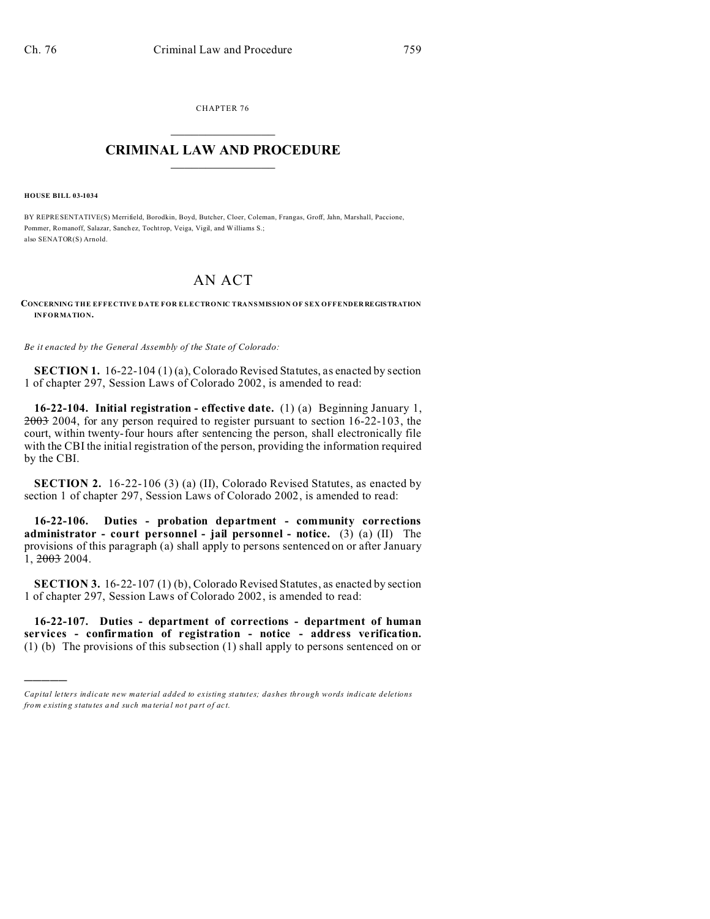CHAPTER 76

# CRIMINAL LAW AND PROCEDURE

**HOUSE BILL 03-1034**

BY REPRESENTATIVE(S) Merrifield, Borodkin, Boyd, Butcher, Cloer, Coleman, Frangas, Groff, Jahn, Marshall, Paccione, Pommer, Romanoff, Salazar, Sanchez, Tochtrop, Veiga, Vigil, and Williams S.;
also SENATOR(S) Arnold.

# AN ACT

**CONCERNING THE EFFECTIVE DATE FOR ELECTRONIC TRANSMISSION OF SEX OFFENDER REGISTRATION INFORMATION.**

*Be it enacted by the General Assembly of the State of Colorado:*

**SECTION 1.** 16-22-104 (1) (a), Colorado Revised Statutes, as enacted by section 1 of chapter 297, Session Laws of Colorado 2002, is amended to read:

**16-22-104. Initial registration - effective date.** (1) (a) Beginning January 1, ~~2003~~ 2004, for any person required to register pursuant to section 16-22-103, the court, within twenty-four hours after sentencing the person, shall electronically file with the CBI the initial registration of the person, providing the information required by the CBI.

**SECTION 2.** 16-22-106 (3) (a) (II), Colorado Revised Statutes, as enacted by section 1 of chapter 297, Session Laws of Colorado 2002, is amended to read:

**16-22-106. Duties - probation department - community corrections administrator - court personnel - jail personnel - notice.** (3) (a) (II) The provisions of this paragraph (a) shall apply to persons sentenced on or after January 1, ~~2003~~ 2004.

**SECTION 3.** 16-22-107 (1) (b), Colorado Revised Statutes, as enacted by section 1 of chapter 297, Session Laws of Colorado 2002, is amended to read:

**16-22-107. Duties - department of corrections - department of human services - confirmation of registration - notice - address verification.** (1) (b) The provisions of this subsection (1) shall apply to persons sentenced on or

*Capital letters indicate new material added to existing statutes; dashes through words indicate deletions from existing statutes and such material not part of act.*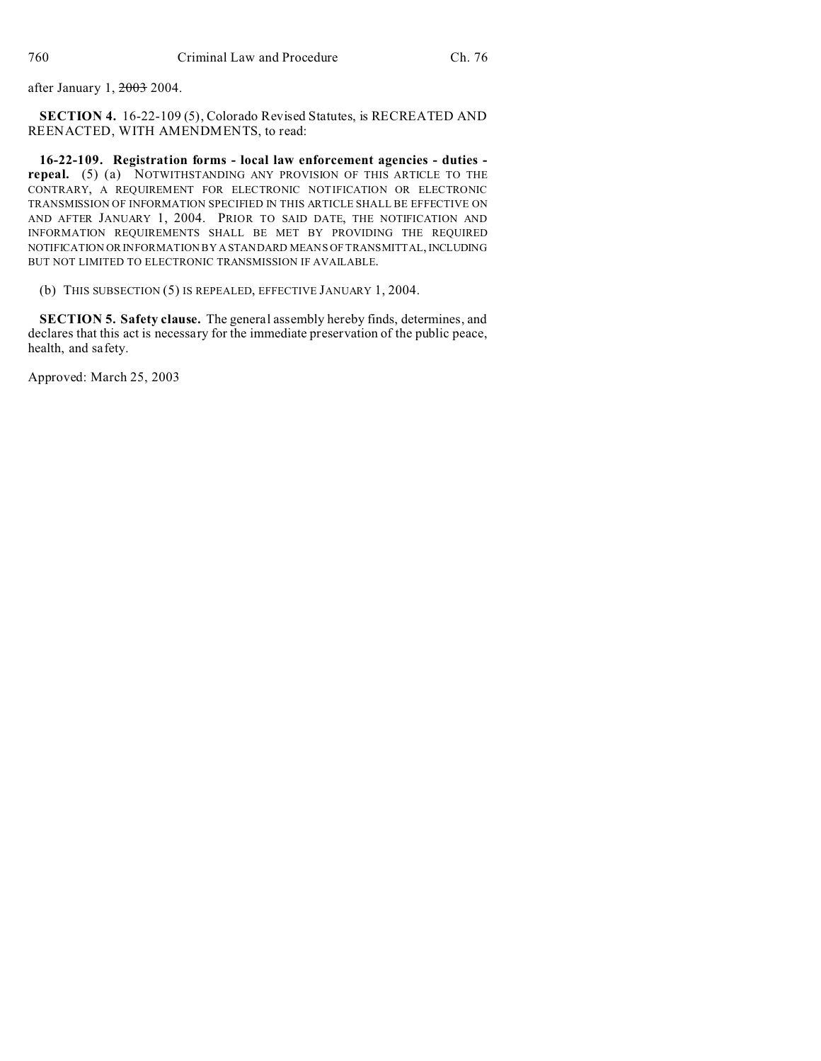after January 1, ~~2003~~ 2004.

**SECTION 4.** 16-22-109 (5), Colorado Revised Statutes, is RECREATED AND REENACTED, WITH AMENDMENTS, to read:

**16-22-109. Registration forms - local law enforcement agencies - duties - repeal.** (5) (a) NOTWITHSTANDING ANY PROVISION OF THIS ARTICLE TO THE CONTRARY, A REQUIREMENT FOR ELECTRONIC NOTIFICATION OR ELECTRONIC TRANSMISSION OF INFORMATION SPECIFIED IN THIS ARTICLE SHALL BE EFFECTIVE ON AND AFTER JANUARY 1, 2004. PRIOR TO SAID DATE, THE NOTIFICATION AND INFORMATION REQUIREMENTS SHALL BE MET BY PROVIDING THE REQUIRED NOTIFICATION OR INFORMATION BY A STANDARD MEANS OF TRANSMITTAL, INCLUDING BUT NOT LIMITED TO ELECTRONIC TRANSMISSION IF AVAILABLE.

(b) THIS SUBSECTION (5) IS REPEALED, EFFECTIVE JANUARY 1, 2004.

**SECTION 5. Safety clause.** The general assembly hereby finds, determines, and declares that this act is necessary for the immediate preservation of the public peace, health, and safety.

Approved: March 25, 2003